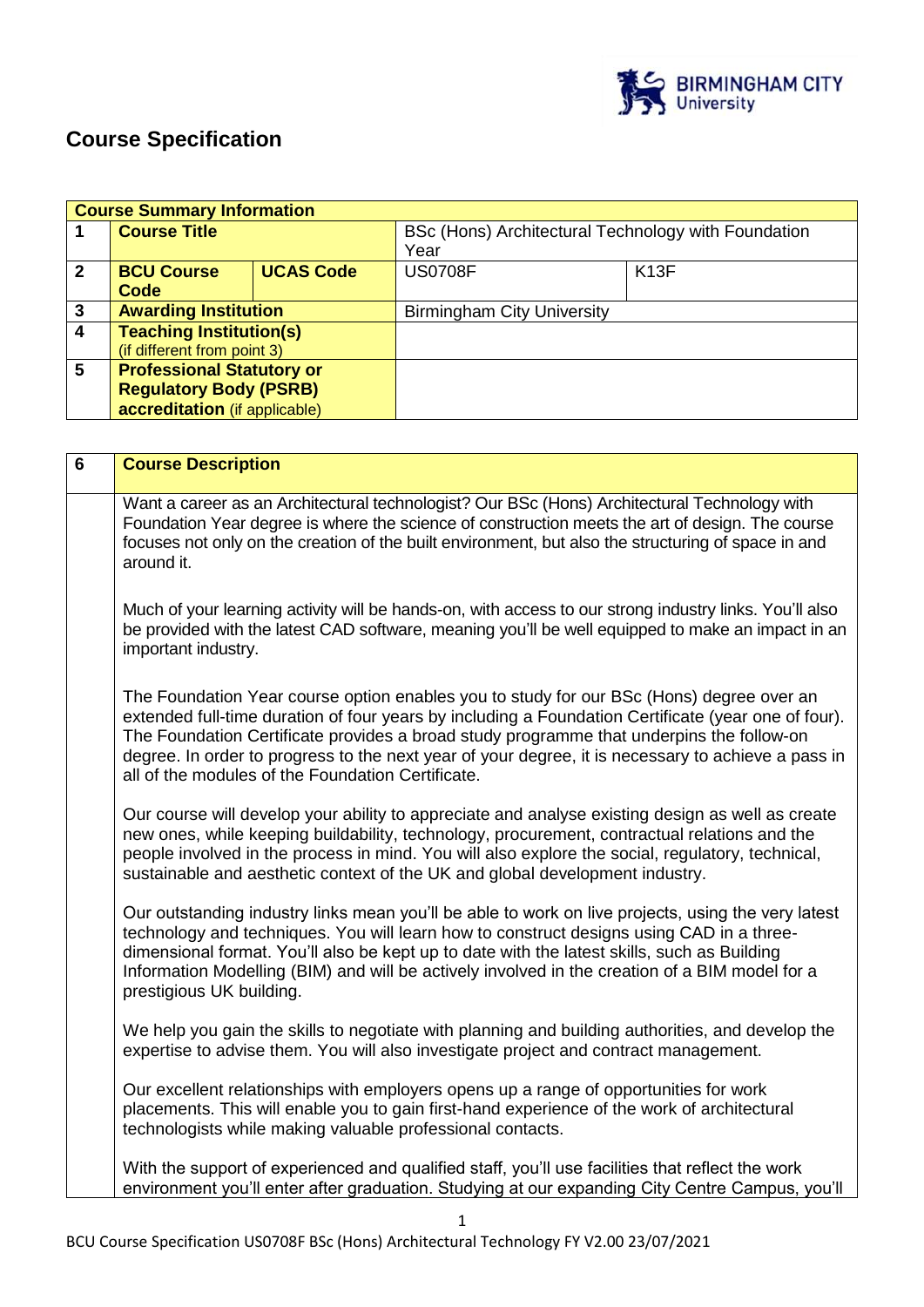# Course Specification

| Course Summary Information | | | | |
|---|---|---|---|---|
| 1 | **Course Title** | | BSc (Hons) Architectural Technology with Foundation Year | |
| 2 | **BCU Course Code** | **UCAS Code** | US0708F | K13F |
| 3 | **Awarding Institution** | | Birmingham City University | |
| 4 | **Teaching Institution(s)** (if different from point 3) | | | |
| 5 | **Professional Statutory or Regulatory Body (PSRB) accreditation** (if applicable) | | | |

| 6 | Course Description |
|---|---|
| | Want a career as an Architectural technologist? Our BSc (Hons) Architectural Technology with Foundation Year degree is where the science of construction meets the art of design. The course focuses not only on the creation of the built environment, but also the structuring of space in and around it.<br><br>Much of your learning activity will be hands-on, with access to our strong industry links. You'll also be provided with the latest CAD software, meaning you'll be well equipped to make an impact in an important industry.<br><br>The Foundation Year course option enables you to study for our BSc (Hons) degree over an extended full-time duration of four years by including a Foundation Certificate (year one of four). The Foundation Certificate provides a broad study programme that underpins the follow-on degree. In order to progress to the next year of your degree, it is necessary to achieve a pass in all of the modules of the Foundation Certificate.<br><br>Our course will develop your ability to appreciate and analyse existing design as well as create new ones, while keeping buildability, technology, procurement, contractual relations and the people involved in the process in mind. You will also explore the social, regulatory, technical, sustainable and aesthetic context of the UK and global development industry.<br><br>Our outstanding industry links mean you'll be able to work on live projects, using the very latest technology and techniques. You will learn how to construct designs using CAD in a three-dimensional format. You'll also be kept up to date with the latest skills, such as Building Information Modelling (BIM) and will be actively involved in the creation of a BIM model for a prestigious UK building.<br><br>We help you gain the skills to negotiate with planning and building authorities, and develop the expertise to advise them. You will also investigate project and contract management.<br><br>Our excellent relationships with employers opens up a range of opportunities for work placements. This will enable you to gain first-hand experience of the work of architectural technologists while making valuable professional contacts.<br><br>With the support of experienced and qualified staff, you'll use facilities that reflect the work environment you'll enter after graduation. Studying at our expanding City Centre Campus, you'll |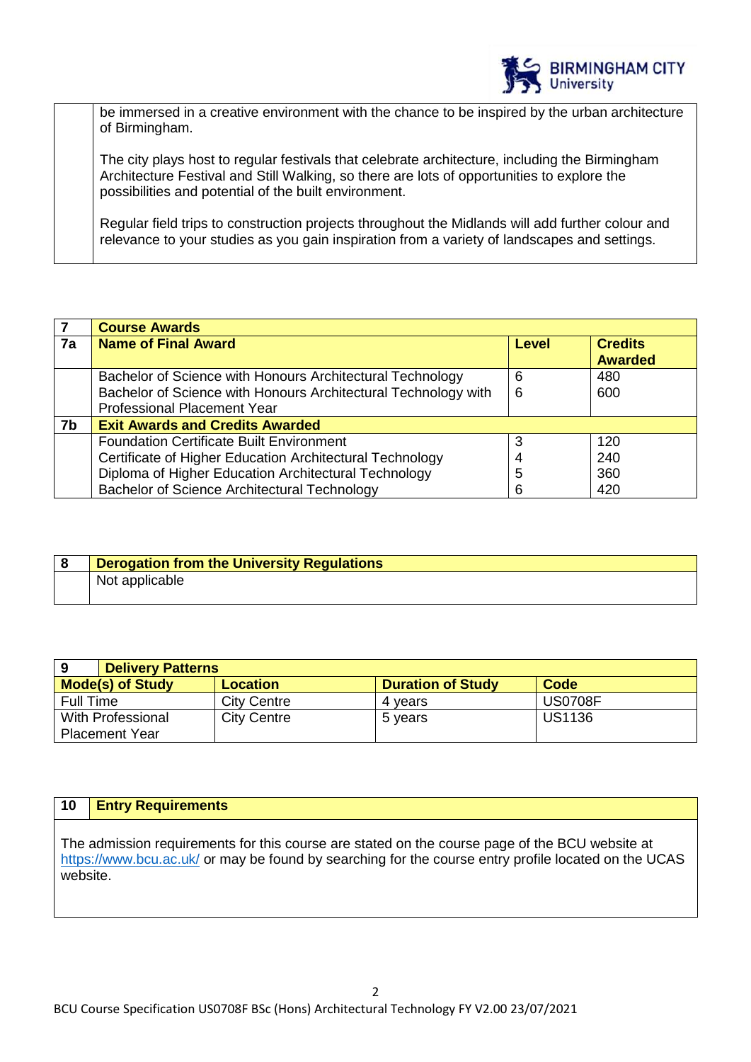be immersed in a creative environment with the chance to be inspired by the urban architecture of Birmingham.

The city plays host to regular festivals that celebrate architecture, including the Birmingham Architecture Festival and Still Walking, so there are lots of opportunities to explore the possibilities and potential of the built environment.

Regular field trips to construction projects throughout the Midlands will add further colour and relevance to your studies as you gain inspiration from a variety of landscapes and settings.

| 7 | Course Awards | | |
|---|---|---|---|
| 7a | **Name of Final Award** | **Level** | **Credits Awarded** |
| | Bachelor of Science with Honours Architectural Technology | 6 | 480 |
| | Bachelor of Science with Honours Architectural Technology with Professional Placement Year | 6 | 600 |
| 7b | **Exit Awards and Credits Awarded** | | |
| | Foundation Certificate Built Environment | 3 | 120 |
| | Certificate of Higher Education Architectural Technology | 4 | 240 |
| | Diploma of Higher Education Architectural Technology | 5 | 360 |
| | Bachelor of Science Architectural Technology | 6 | 420 |

| 8 | Derogation from the University Regulations |
|---|---|
| | Not applicable |

| 9 Delivery Patterns | | | |
|---|---|---|---|
| **Mode(s) of Study** | **Location** | **Duration of Study** | **Code** |
| Full Time | City Centre | 4 years | US0708F |
| With Professional Placement Year | City Centre | 5 years | US1136 |

| 10 | Entry Requirements |
|---|---|
| | The admission requirements for this course are stated on the course page of the BCU website at https://www.bcu.ac.uk/ or may be found by searching for the course entry profile located on the UCAS website. |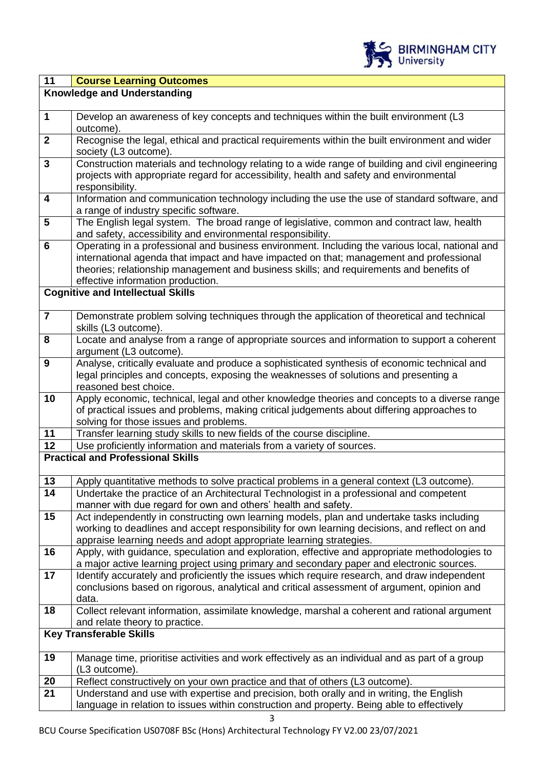| 11 | **Course Learning Outcomes** |
|---|---|
| **Knowledge and Understanding** | |
| 1 | Develop an awareness of key concepts and techniques within the built environment (L3 outcome). |
| 2 | Recognise the legal, ethical and practical requirements within the built environment and wider society (L3 outcome). |
| 3 | Construction materials and technology relating to a wide range of building and civil engineering projects with appropriate regard for accessibility, health and safety and environmental responsibility. |
| 4 | Information and communication technology including the use the use of standard software, and a range of industry specific software. |
| 5 | The English legal system. The broad range of legislative, common and contract law, health and safety, accessibility and environmental responsibility. |
| 6 | Operating in a professional and business environment. Including the various local, national and international agenda that impact and have impacted on that; management and professional theories; relationship management and business skills; and requirements and benefits of effective information production. |
| **Cognitive and Intellectual Skills** | |
| 7 | Demonstrate problem solving techniques through the application of theoretical and technical skills (L3 outcome). |
| 8 | Locate and analyse from a range of appropriate sources and information to support a coherent argument (L3 outcome). |
| 9 | Analyse, critically evaluate and produce a sophisticated synthesis of economic technical and legal principles and concepts, exposing the weaknesses of solutions and presenting a reasoned best choice. |
| 10 | Apply economic, technical, legal and other knowledge theories and concepts to a diverse range of practical issues and problems, making critical judgements about differing approaches to solving for those issues and problems. |
| 11 | Transfer learning study skills to new fields of the course discipline. |
| 12 | Use proficiently information and materials from a variety of sources. |
| **Practical and Professional Skills** | |
| 13 | Apply quantitative methods to solve practical problems in a general context (L3 outcome). |
| 14 | Undertake the practice of an Architectural Technologist in a professional and competent manner with due regard for own and others' health and safety. |
| 15 | Act independently in constructing own learning models, plan and undertake tasks including working to deadlines and accept responsibility for own learning decisions, and reflect on and appraise learning needs and adopt appropriate learning strategies. |
| 16 | Apply, with guidance, speculation and exploration, effective and appropriate methodologies to a major active learning project using primary and secondary paper and electronic sources. |
| 17 | Identify accurately and proficiently the issues which require research, and draw independent conclusions based on rigorous, analytical and critical assessment of argument, opinion and data. |
| 18 | Collect relevant information, assimilate knowledge, marshal a coherent and rational argument and relate theory to practice. |
| **Key Transferable Skills** | |
| 19 | Manage time, prioritise activities and work effectively as an individual and as part of a group (L3 outcome). |
| 20 | Reflect constructively on your own practice and that of others (L3 outcome). |
| 21 | Understand and use with expertise and precision, both orally and in writing, the English language in relation to issues within construction and property. Being able to effectively |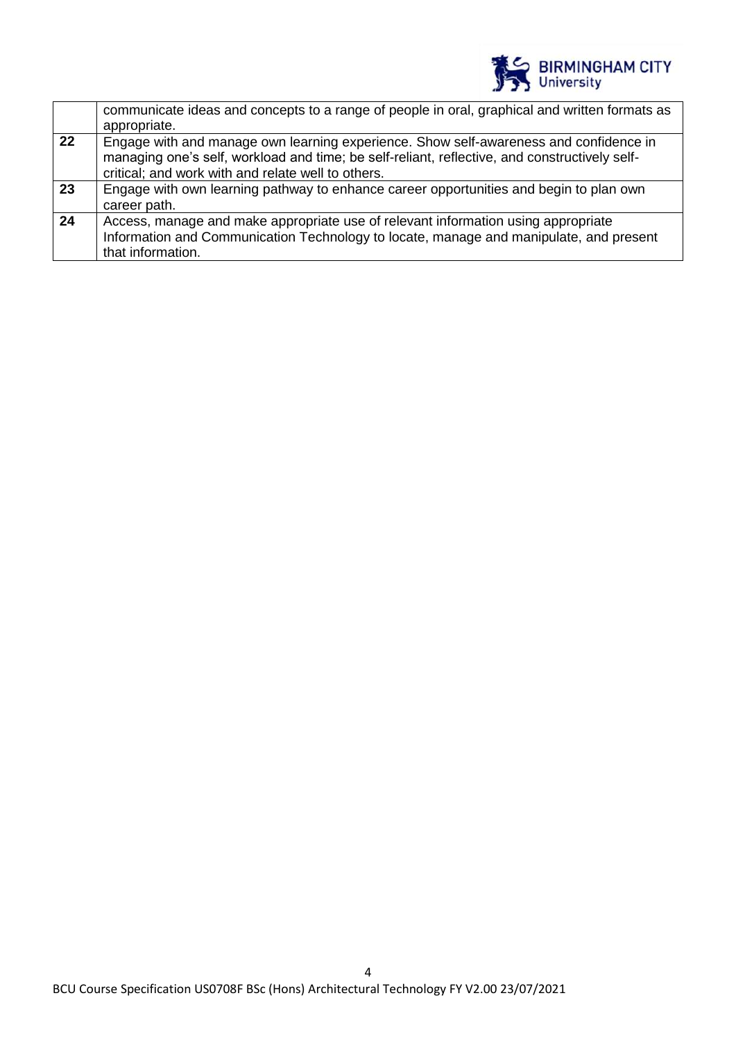| | |
|---|---|
| | communicate ideas and concepts to a range of people in oral, graphical and written formats as appropriate. |
| **22** | Engage with and manage own learning experience. Show self-awareness and confidence in managing one's self, workload and time; be self-reliant, reflective, and constructively self-critical; and work with and relate well to others. |
| **23** | Engage with own learning pathway to enhance career opportunities and begin to plan own career path. |
| **24** | Access, manage and make appropriate use of relevant information using appropriate Information and Communication Technology to locate, manage and manipulate, and present that information. |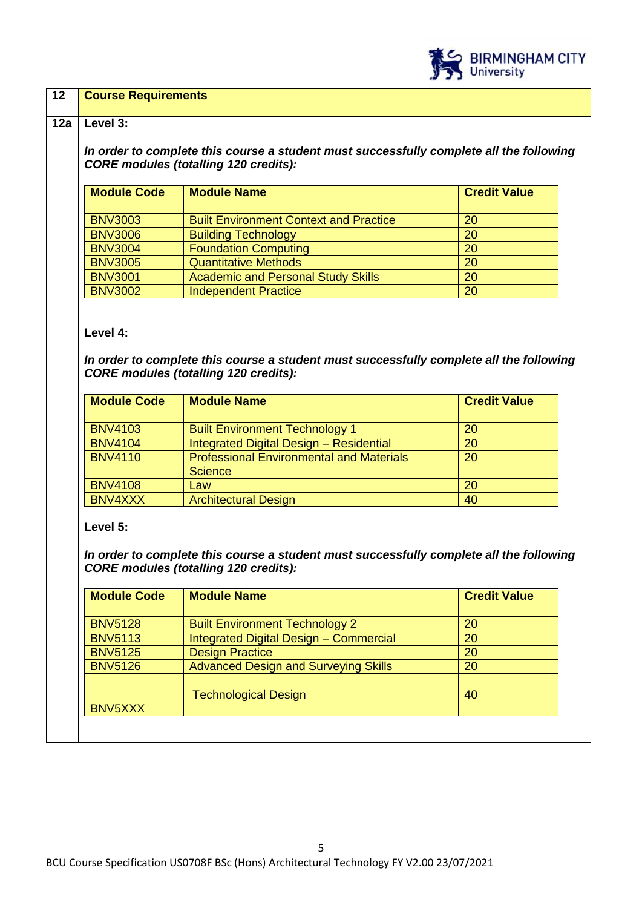| 12 | **Course Requirements** |
|---|---|

**12a Level 3:**

***In order to complete this course a student must successfully complete all the following CORE modules (totalling 120 credits):***

| Module Code | Module Name | Credit Value |
|---|---|---|
| BNV3003 | Built Environment Context and Practice | 20 |
| BNV3006 | Building Technology | 20 |
| BNV3004 | Foundation Computing | 20 |
| BNV3005 | Quantitative Methods | 20 |
| BNV3001 | Academic and Personal Study Skills | 20 |
| BNV3002 | Independent Practice | 20 |

**Level 4:**

***In order to complete this course a student must successfully complete all the following CORE modules (totalling 120 credits):***

| Module Code | Module Name | Credit Value |
|---|---|---|
| BNV4103 | Built Environment Technology 1 | 20 |
| BNV4104 | Integrated Digital Design – Residential | 20 |
| BNV4110 | Professional Environmental and Materials Science | 20 |
| BNV4108 | Law | 20 |
| BNV4XXX | Architectural Design | 40 |

**Level 5:**

***In order to complete this course a student must successfully complete all the following CORE modules (totalling 120 credits):***

| Module Code | Module Name | Credit Value |
|---|---|---|
| BNV5128 | Built Environment Technology 2 | 20 |
| BNV5113 | Integrated Digital Design – Commercial | 20 |
| BNV5125 | Design Practice | 20 |
| BNV5126 | Advanced Design and Surveying Skills | 20 |
| | | |
| BNV5XXX | Technological Design | 40 |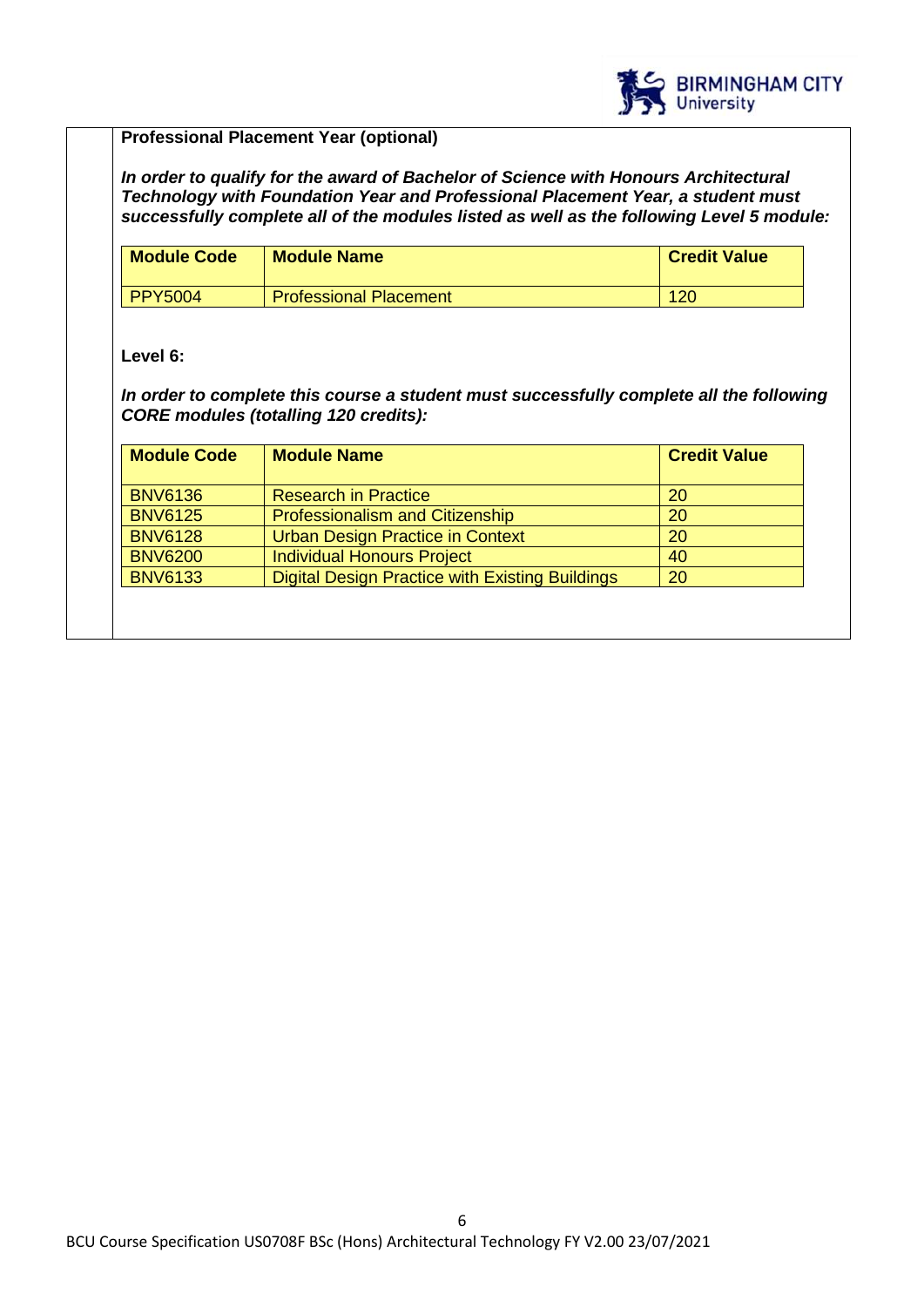**Professional Placement Year (optional)**

***In order to qualify for the award of Bachelor of Science with Honours Architectural Technology with Foundation Year and Professional Placement Year, a student must successfully complete all of the modules listed as well as the following Level 5 module:***

| Module Code | Module Name | Credit Value |
|---|---|---|
| PPY5004 | Professional Placement | 120 |

**Level 6:**

***In order to complete this course a student must successfully complete all the following CORE modules (totalling 120 credits):***

| Module Code | Module Name | Credit Value |
|---|---|---|
| BNV6136 | Research in Practice | 20 |
| BNV6125 | Professionalism and Citizenship | 20 |
| BNV6128 | Urban Design Practice in Context | 20 |
| BNV6200 | Individual Honours Project | 40 |
| BNV6133 | Digital Design Practice with Existing Buildings | 20 |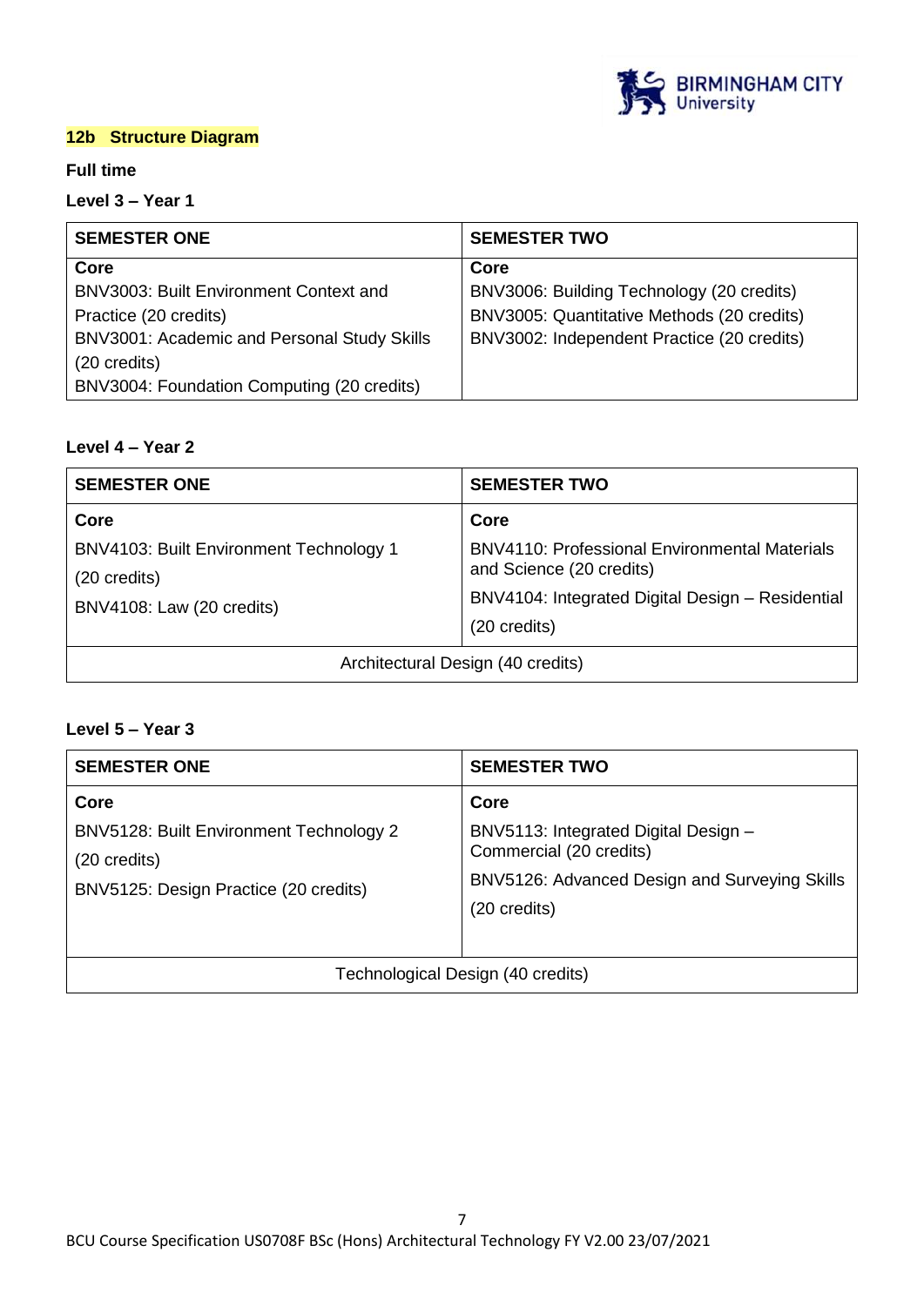## 12b Structure Diagram

**Full time**

**Level 3 – Year 1**

| SEMESTER ONE | SEMESTER TWO |
|---|---|
| **Core**<br>BNV3003: Built Environment Context and Practice (20 credits)<br>BNV3001: Academic and Personal Study Skills (20 credits)<br>BNV3004: Foundation Computing (20 credits) | **Core**<br>BNV3006: Building Technology (20 credits)<br>BNV3005: Quantitative Methods (20 credits)<br>BNV3002: Independent Practice (20 credits) |

**Level 4 – Year 2**

| SEMESTER ONE | SEMESTER TWO |
|---|---|
| **Core**<br>BNV4103: Built Environment Technology 1 (20 credits)<br>BNV4108: Law (20 credits) | **Core**<br>BNV4110: Professional Environmental Materials and Science (20 credits)<br>BNV4104: Integrated Digital Design – Residential (20 credits) |
| Architectural Design (40 credits) | |

**Level 5 – Year 3**

| SEMESTER ONE | SEMESTER TWO |
|---|---|
| **Core**<br>BNV5128: Built Environment Technology 2 (20 credits)<br>BNV5125: Design Practice (20 credits) | **Core**<br>BNV5113: Integrated Digital Design – Commercial (20 credits)<br>BNV5126: Advanced Design and Surveying Skills (20 credits) |
| Technological Design (40 credits) | |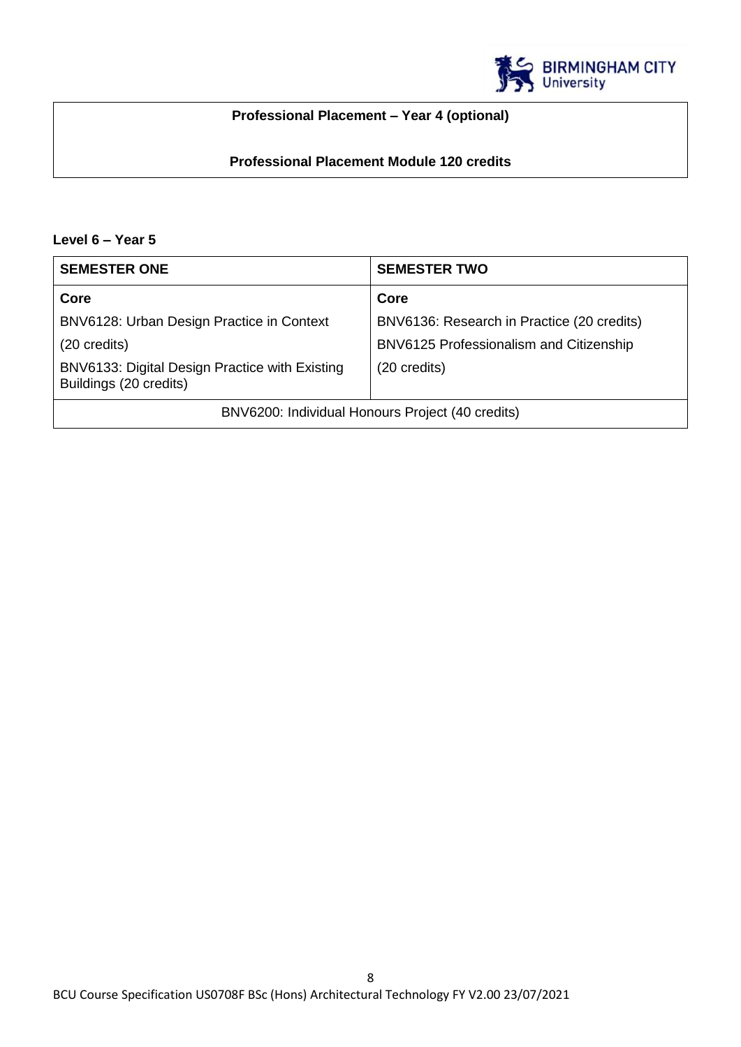| Professional Placement – Year 4 (optional) |
| --- |
| **Professional Placement Module 120 credits** |

**Level 6 – Year 5**

| SEMESTER ONE | SEMESTER TWO |
| --- | --- |
| **Core** | **Core** |
| BNV6128: Urban Design Practice in Context (20 credits) | BNV6136: Research in Practice (20 credits) |
| BNV6133: Digital Design Practice with Existing Buildings (20 credits) | BNV6125 Professionalism and Citizenship (20 credits) |
| BNV6200: Individual Honours Project (40 credits) | |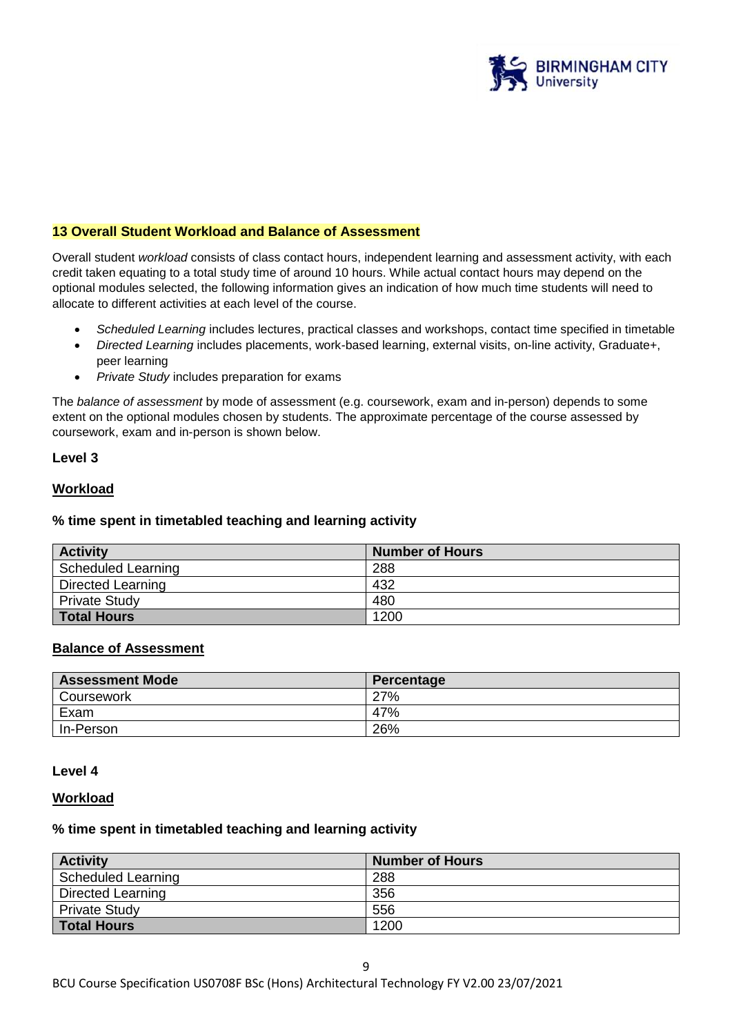## 13 Overall Student Workload and Balance of Assessment

Overall student *workload* consists of class contact hours, independent learning and assessment activity, with each credit taken equating to a total study time of around 10 hours. While actual contact hours may depend on the optional modules selected, the following information gives an indication of how much time students will need to allocate to different activities at each level of the course.

- *Scheduled Learning* includes lectures, practical classes and workshops, contact time specified in timetable
- *Directed Learning* includes placements, work-based learning, external visits, on-line activity, Graduate+, peer learning
- *Private Study* includes preparation for exams

The *balance of assessment* by mode of assessment (e.g. coursework, exam and in-person) depends to some extent on the optional modules chosen by students. The approximate percentage of the course assessed by coursework, exam and in-person is shown below.

**Level 3**

**Workload**

**% time spent in timetabled teaching and learning activity**

| Activity | Number of Hours |
|---|---|
| Scheduled Learning | 288 |
| Directed Learning | 432 |
| Private Study | 480 |
| **Total Hours** | 1200 |

**Balance of Assessment**

| Assessment Mode | Percentage |
|---|---|
| Coursework | 27% |
| Exam | 47% |
| In-Person | 26% |

**Level 4**

**Workload**

**% time spent in timetabled teaching and learning activity**

| Activity | Number of Hours |
|---|---|
| Scheduled Learning | 288 |
| Directed Learning | 356 |
| Private Study | 556 |
| **Total Hours** | 1200 |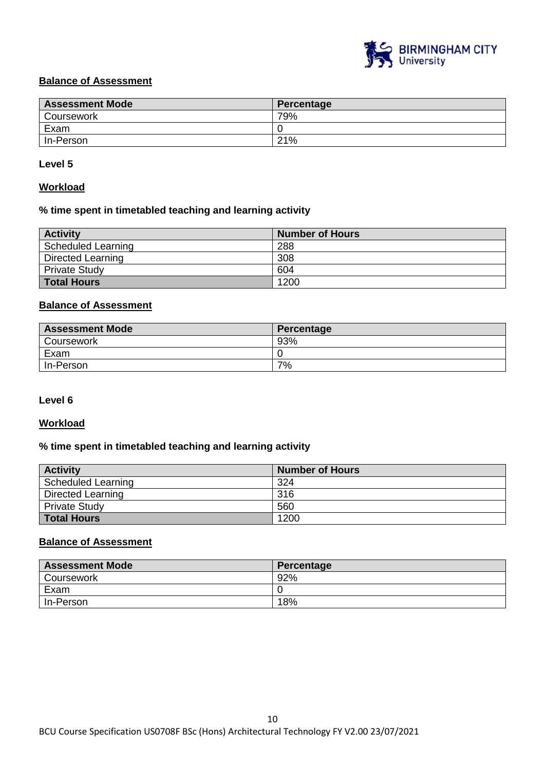**Balance of Assessment**

| Assessment Mode | Percentage |
|---|---|
| Coursework | 79% |
| Exam | 0 |
| In-Person | 21% |

**Level 5**

**Workload**

**% time spent in timetabled teaching and learning activity**

| Activity | Number of Hours |
|---|---|
| Scheduled Learning | 288 |
| Directed Learning | 308 |
| Private Study | 604 |
| **Total Hours** | 1200 |

**Balance of Assessment**

| Assessment Mode | Percentage |
|---|---|
| Coursework | 93% |
| Exam | 0 |
| In-Person | 7% |

**Level 6**

**Workload**

**% time spent in timetabled teaching and learning activity**

| Activity | Number of Hours |
|---|---|
| Scheduled Learning | 324 |
| Directed Learning | 316 |
| Private Study | 560 |
| **Total Hours** | 1200 |

**Balance of Assessment**

| Assessment Mode | Percentage |
|---|---|
| Coursework | 92% |
| Exam | 0 |
| In-Person | 18% |